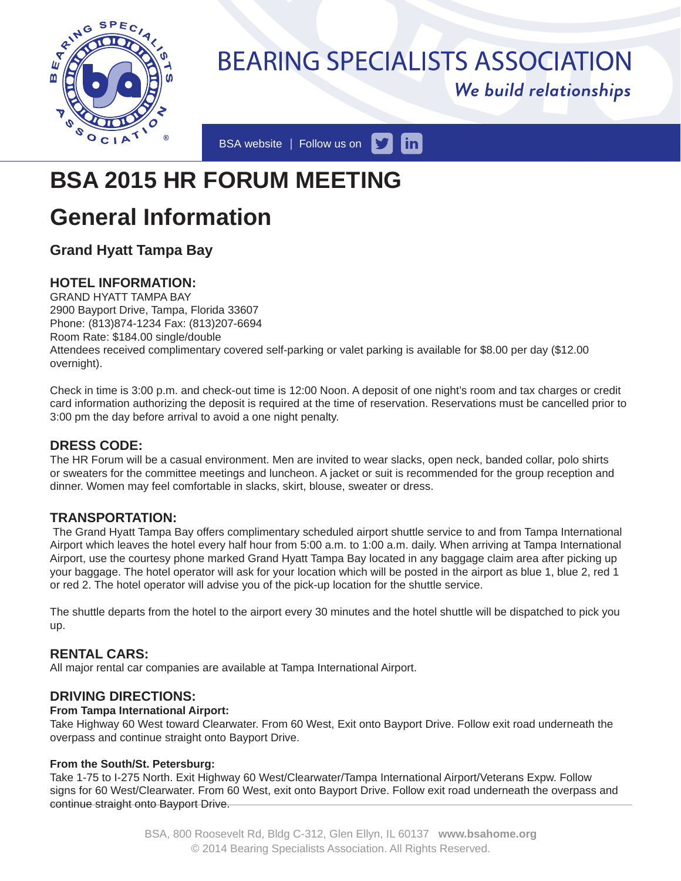# BEARING SPECIALISTS ASSOCIATION

*We build relationships*

BSA website | Follow us on

# BSA 2015 HR FORUM MEETING

# General Information

### Grand Hyatt Tampa Bay

## HOTEL INFORMATION:

GRAND HYATT TAMPA BAY
2900 Bayport Drive, Tampa, Florida 33607
Phone: (813)874-1234 Fax: (813)207-6694
Room Rate: $184.00 single/double
Attendees received complimentary covered self-parking or valet parking is available for $8.00 per day ($12.00 overnight).

Check in time is 3:00 p.m. and check-out time is 12:00 Noon. A deposit of one night's room and tax charges or credit card information authorizing the deposit is required at the time of reservation. Reservations must be cancelled prior to 3:00 pm the day before arrival to avoid a one night penalty.

## DRESS CODE:

The HR Forum will be a casual environment. Men are invited to wear slacks, open neck, banded collar, polo shirts or sweaters for the committee meetings and luncheon. A jacket or suit is recommended for the group reception and dinner. Women may feel comfortable in slacks, skirt, blouse, sweater or dress.

## TRANSPORTATION:

The Grand Hyatt Tampa Bay offers complimentary scheduled airport shuttle service to and from Tampa International Airport which leaves the hotel every half hour from 5:00 a.m. to 1:00 a.m. daily. When arriving at Tampa International Airport, use the courtesy phone marked Grand Hyatt Tampa Bay located in any baggage claim area after picking up your baggage. The hotel operator will ask for your location which will be posted in the airport as blue 1, blue 2, red 1 or red 2. The hotel operator will advise you of the pick-up location for the shuttle service.

The shuttle departs from the hotel to the airport every 30 minutes and the hotel shuttle will be dispatched to pick you up.

## RENTAL CARS:

All major rental car companies are available at Tampa International Airport.

## DRIVING DIRECTIONS:

**From Tampa International Airport:**
Take Highway 60 West toward Clearwater. From 60 West, Exit onto Bayport Drive. Follow exit road underneath the overpass and continue straight onto Bayport Drive.

**From the South/St. Petersburg:**
Take 1-75 to I-275 North. Exit Highway 60 West/Clearwater/Tampa International Airport/Veterans Expw. Follow signs for 60 West/Clearwater. From 60 West, exit onto Bayport Drive. Follow exit road underneath the overpass and continue straight onto Bayport Drive.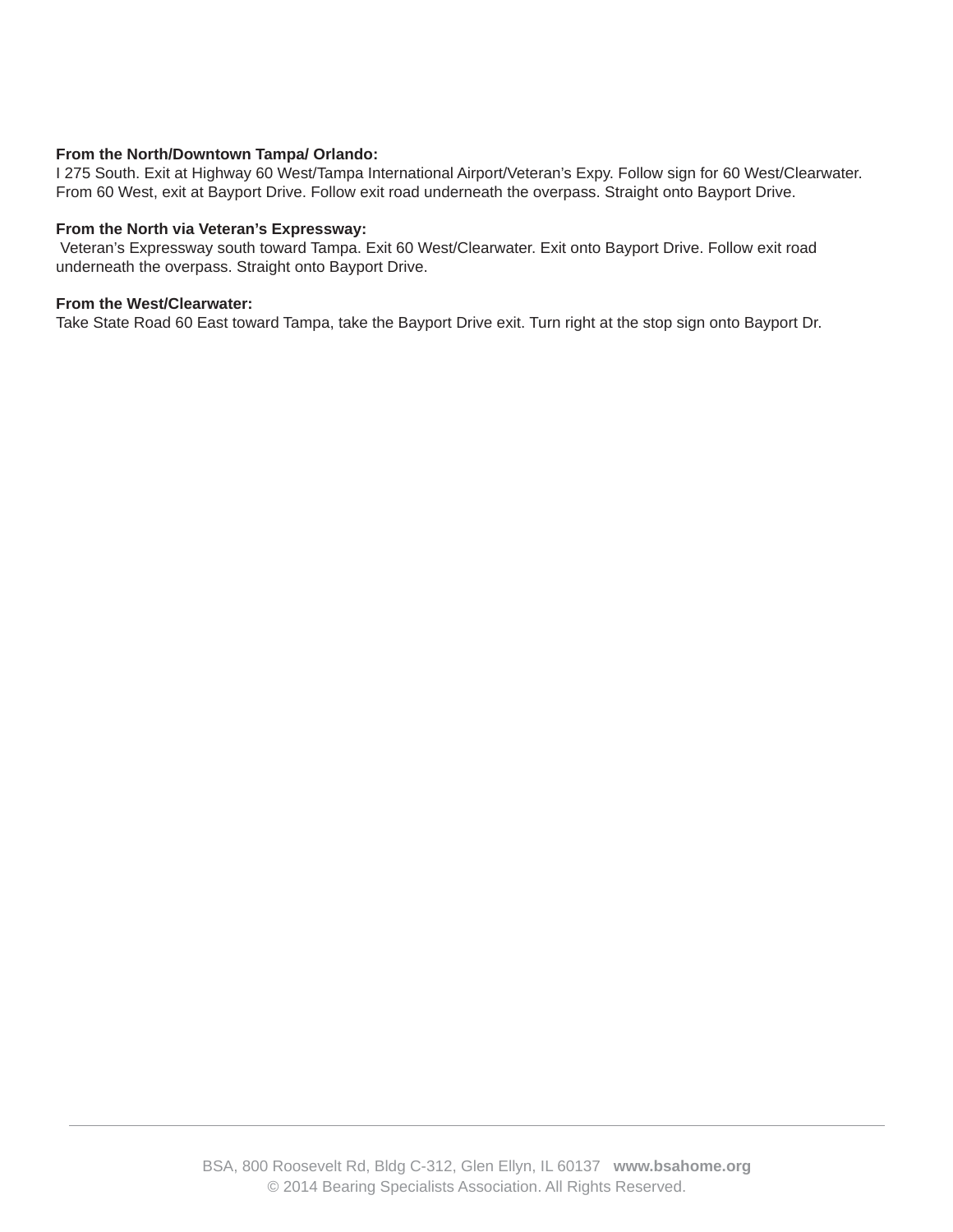**From the North/Downtown Tampa/ Orlando:**
I 275 South. Exit at Highway 60 West/Tampa International Airport/Veteran's Expy. Follow sign for 60 West/Clearwater. From 60 West, exit at Bayport Drive. Follow exit road underneath the overpass. Straight onto Bayport Drive.

**From the North via Veteran's Expressway:**
Veteran's Expressway south toward Tampa. Exit 60 West/Clearwater. Exit onto Bayport Drive. Follow exit road underneath the overpass. Straight onto Bayport Drive.

**From the West/Clearwater:**
Take State Road 60 East toward Tampa, take the Bayport Drive exit. Turn right at the stop sign onto Bayport Dr.

---

BSA, 800 Roosevelt Rd, Bldg C-312, Glen Ellyn, IL 60137 **www.bsahome.org**
© 2014 Bearing Specialists Association. All Rights Reserved.